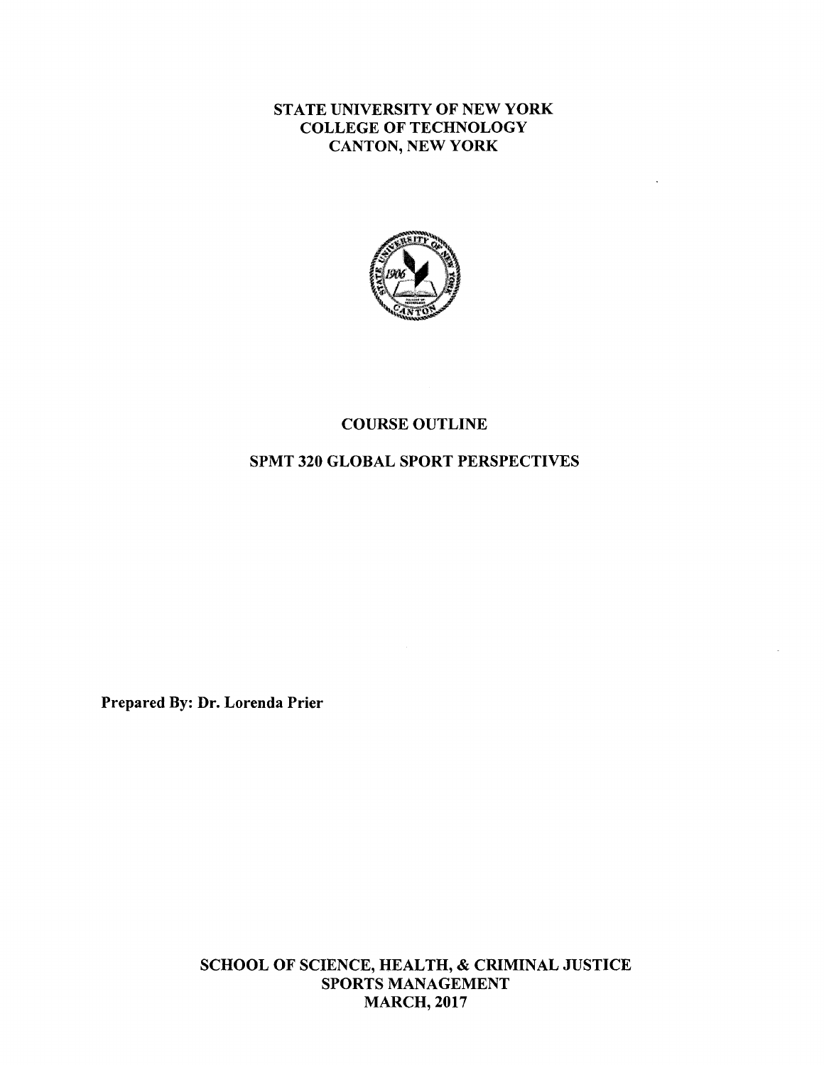# STATE UNIVERSITY OF NEW YORK
# COLLEGE OF TECHNOLOGY
# CANTON, NEW YORK

## COURSE OUTLINE

## SPMT 320 GLOBAL SPORT PERSPECTIVES

**Prepared By: Dr. Lorenda Prier**

**SCHOOL OF SCIENCE, HEALTH, & CRIMINAL JUSTICE**
**SPORTS MANAGEMENT**
**MARCH, 2017**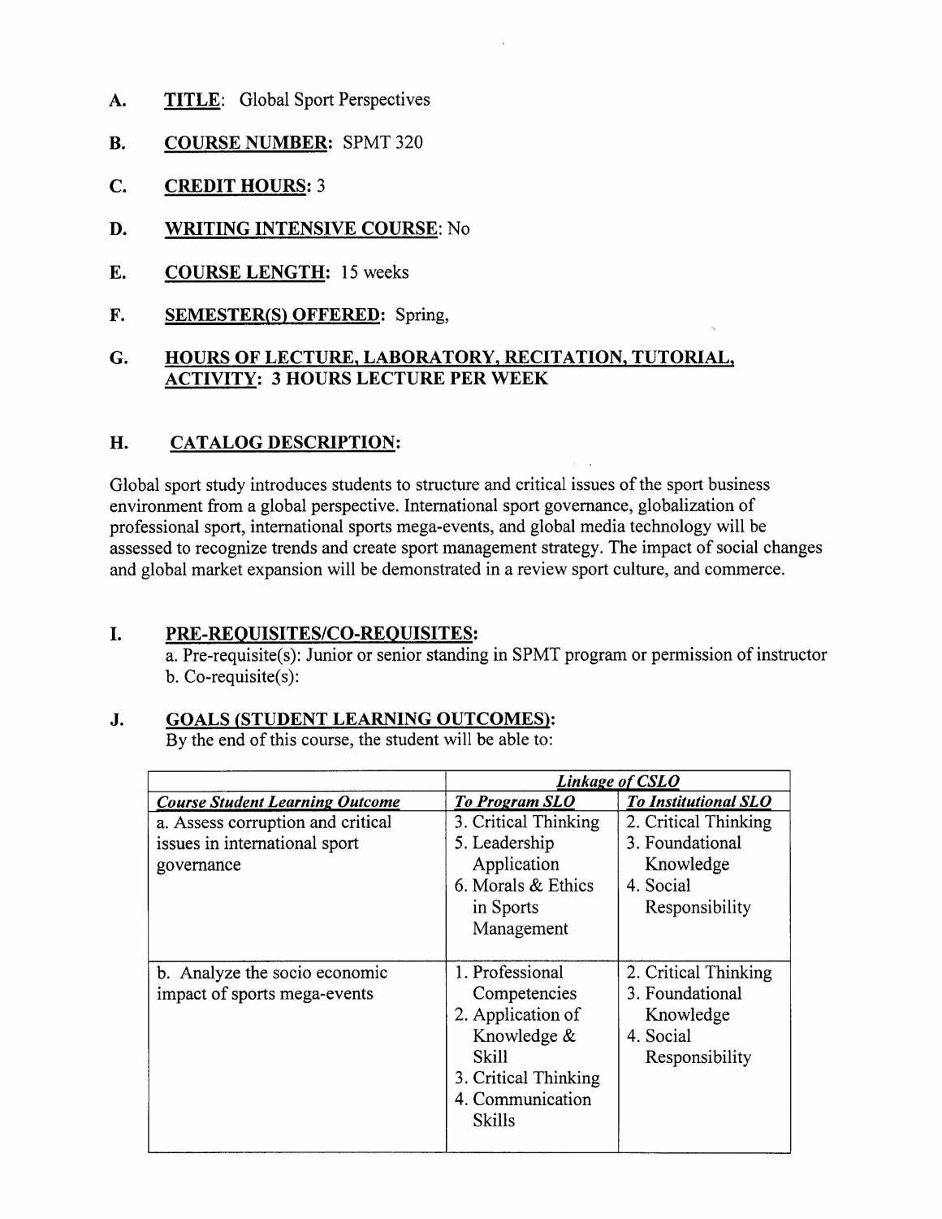A. **TITLE**: Global Sport Perspectives

B. **COURSE NUMBER:** SPMT 320

C. **CREDIT HOURS:** 3

D. **WRITING INTENSIVE COURSE**: No

E. **COURSE LENGTH:** 15 weeks

F. **SEMESTER(S) OFFERED:** Spring,

G. **HOURS OF LECTURE, LABORATORY, RECITATION, TUTORIAL, ACTIVITY: 3 HOURS LECTURE PER WEEK**

## H. CATALOG DESCRIPTION:

Global sport study introduces students to structure and critical issues of the sport business environment from a global perspective. International sport governance, globalization of professional sport, international sports mega-events, and global media technology will be assessed to recognize trends and create sport management strategy. The impact of social changes and global market expansion will be demonstrated in a review sport culture, and commerce.

## I. PRE-REQUISITES/CO-REQUISITES:

a. Pre-requisite(s): Junior or senior standing in SPMT program or permission of instructor
b. Co-requisite(s):

## J. GOALS (STUDENT LEARNING OUTCOMES):

By the end of this course, the student will be able to:

| | *Linkage of CSLO* | |
|---|---|---|
| ***Course Student Learning Outcome*** | ***To Program SLO*** | ***To Institutional SLO*** |
| a. Assess corruption and critical issues in international sport governance | 3. Critical Thinking<br>5. Leadership Application<br>6. Morals & Ethics in Sports Management | 2. Critical Thinking<br>3. Foundational Knowledge<br>4. Social Responsibility |
| b. Analyze the socio economic impact of sports mega-events | 1. Professional Competencies<br>2. Application of Knowledge & Skill<br>3. Critical Thinking<br>4. Communication Skills | 2. Critical Thinking<br>3. Foundational Knowledge<br>4. Social Responsibility |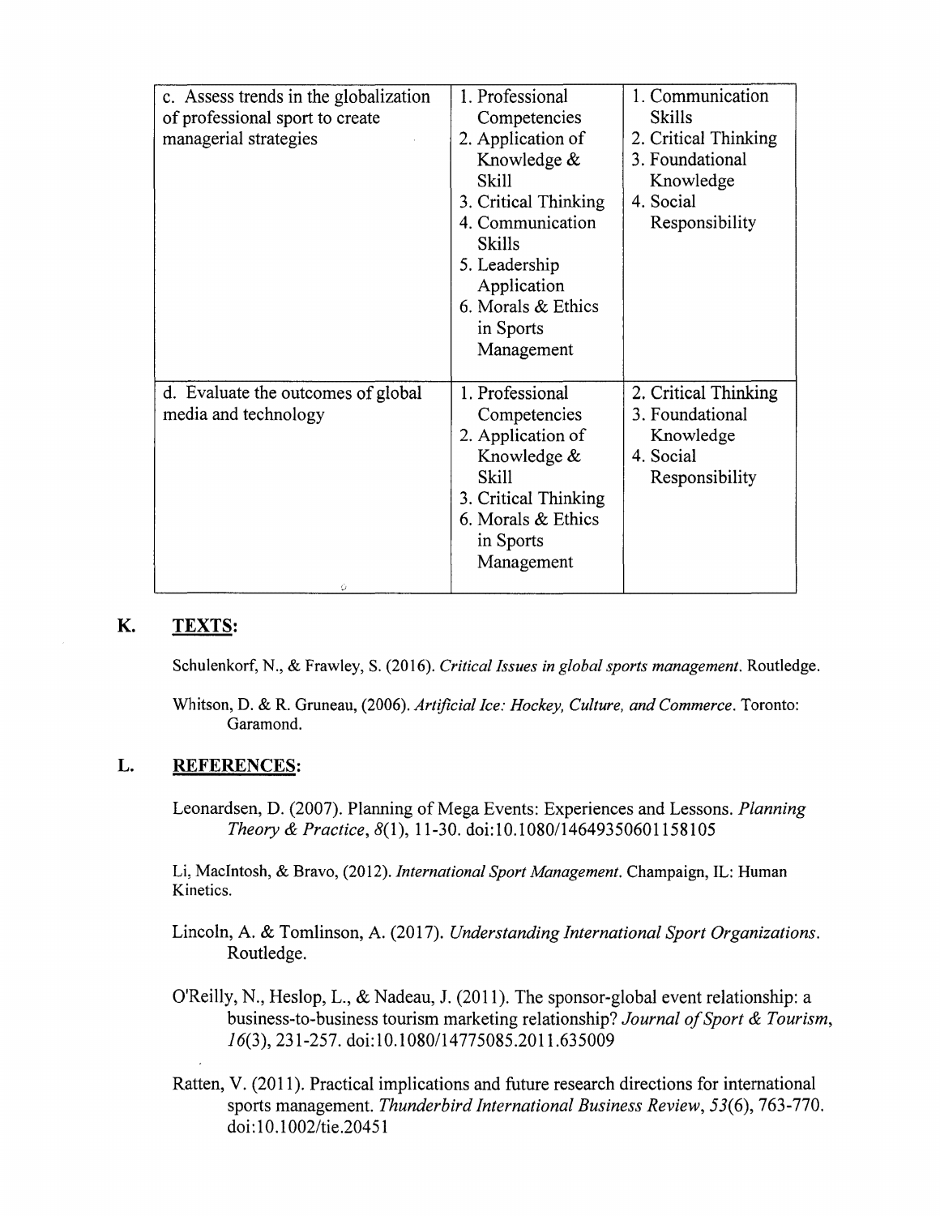| | | |
|---|---|---|
| c. Assess trends in the globalization of professional sport to create managerial strategies | 1. Professional Competencies<br>2. Application of Knowledge & Skill<br>3. Critical Thinking<br>4. Communication Skills<br>5. Leadership Application<br>6. Morals & Ethics in Sports Management | 1. Communication Skills<br>2. Critical Thinking<br>3. Foundational Knowledge<br>4. Social Responsibility |
| d. Evaluate the outcomes of global media and technology | 1. Professional Competencies<br>2. Application of Knowledge & Skill<br>3. Critical Thinking<br>6. Morals & Ethics in Sports Management | 2. Critical Thinking<br>3. Foundational Knowledge<br>4. Social Responsibility |

## K. TEXTS:

Schulenkorf, N., & Frawley, S. (2016). *Critical Issues in global sports management*. Routledge.

Whitson, D. & R. Gruneau, (2006). *Artificial Ice: Hockey, Culture, and Commerce*. Toronto: Garamond.

## L. REFERENCES:

Leonardsen, D. (2007). Planning of Mega Events: Experiences and Lessons. *Planning Theory & Practice*, *8*(1), 11-30. doi:10.1080/14649350601158105

Li, MacIntosh, & Bravo, (2012). *International Sport Management*. Champaign, IL: Human Kinetics.

Lincoln, A. & Tomlinson, A. (2017). *Understanding International Sport Organizations*. Routledge.

O'Reilly, N., Heslop, L., & Nadeau, J. (2011). The sponsor-global event relationship: a business-to-business tourism marketing relationship? *Journal of Sport & Tourism*, *16*(3), 231-257. doi:10.1080/14775085.2011.635009

Ratten, V. (2011). Practical implications and future research directions for international sports management. *Thunderbird International Business Review*, *53*(6), 763-770. doi:10.1002/tie.20451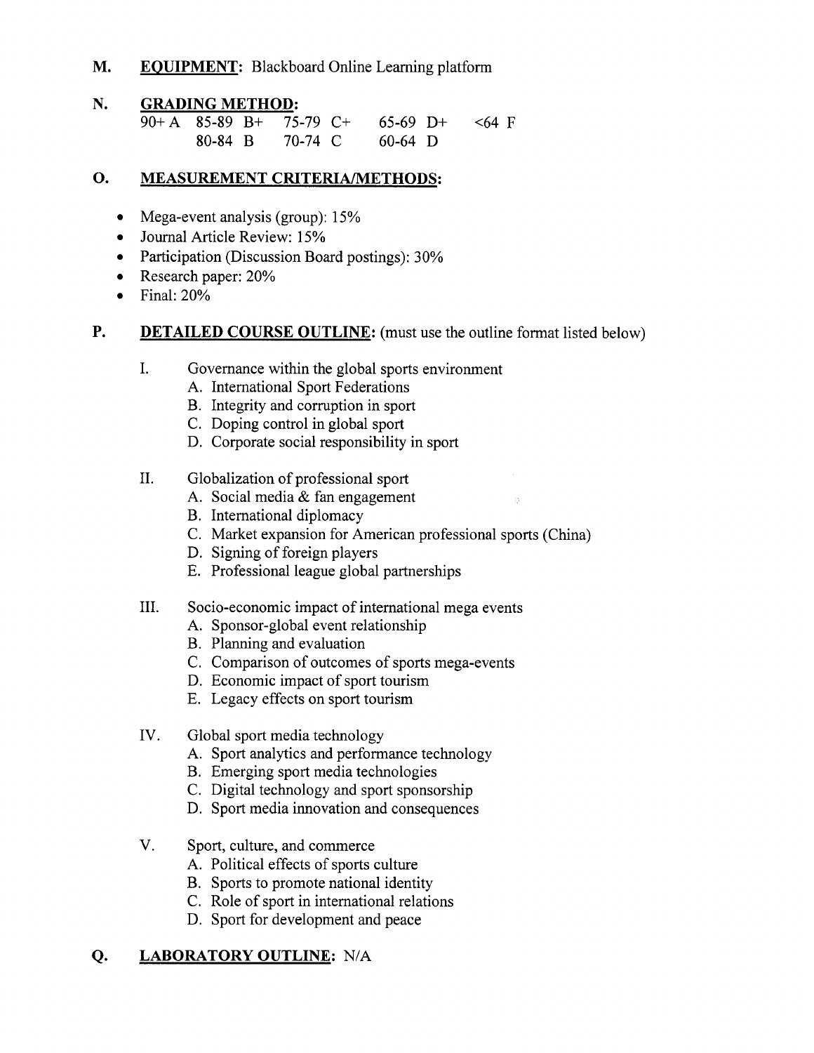**M. EQUIPMENT:** Blackboard Online Learning platform

**N. GRADING METHOD:**

| | | | | |
|---|---|---|---|---|
| 90+ A | 85-89 B+ | 75-79 C+ | 65-69 D+ | <64 F |
| | 80-84 B | 70-74 C | 60-64 D | |

**O. MEASUREMENT CRITERIA/METHODS:**

- Mega-event analysis (group): 15%
- Journal Article Review: 15%
- Participation (Discussion Board postings): 30%
- Research paper: 20%
- Final: 20%

**P. DETAILED COURSE OUTLINE:** (must use the outline format listed below)

I. Governance within the global sports environment
   A. International Sport Federations
   B. Integrity and corruption in sport
   C. Doping control in global sport
   D. Corporate social responsibility in sport

II. Globalization of professional sport
   A. Social media & fan engagement
   B. International diplomacy
   C. Market expansion for American professional sports (China)
   D. Signing of foreign players
   E. Professional league global partnerships

III. Socio-economic impact of international mega events
   A. Sponsor-global event relationship
   B. Planning and evaluation
   C. Comparison of outcomes of sports mega-events
   D. Economic impact of sport tourism
   E. Legacy effects on sport tourism

IV. Global sport media technology
   A. Sport analytics and performance technology
   B. Emerging sport media technologies
   C. Digital technology and sport sponsorship
   D. Sport media innovation and consequences

V. Sport, culture, and commerce
   A. Political effects of sports culture
   B. Sports to promote national identity
   C. Role of sport in international relations
   D. Sport for development and peace

**Q. LABORATORY OUTLINE:** N/A